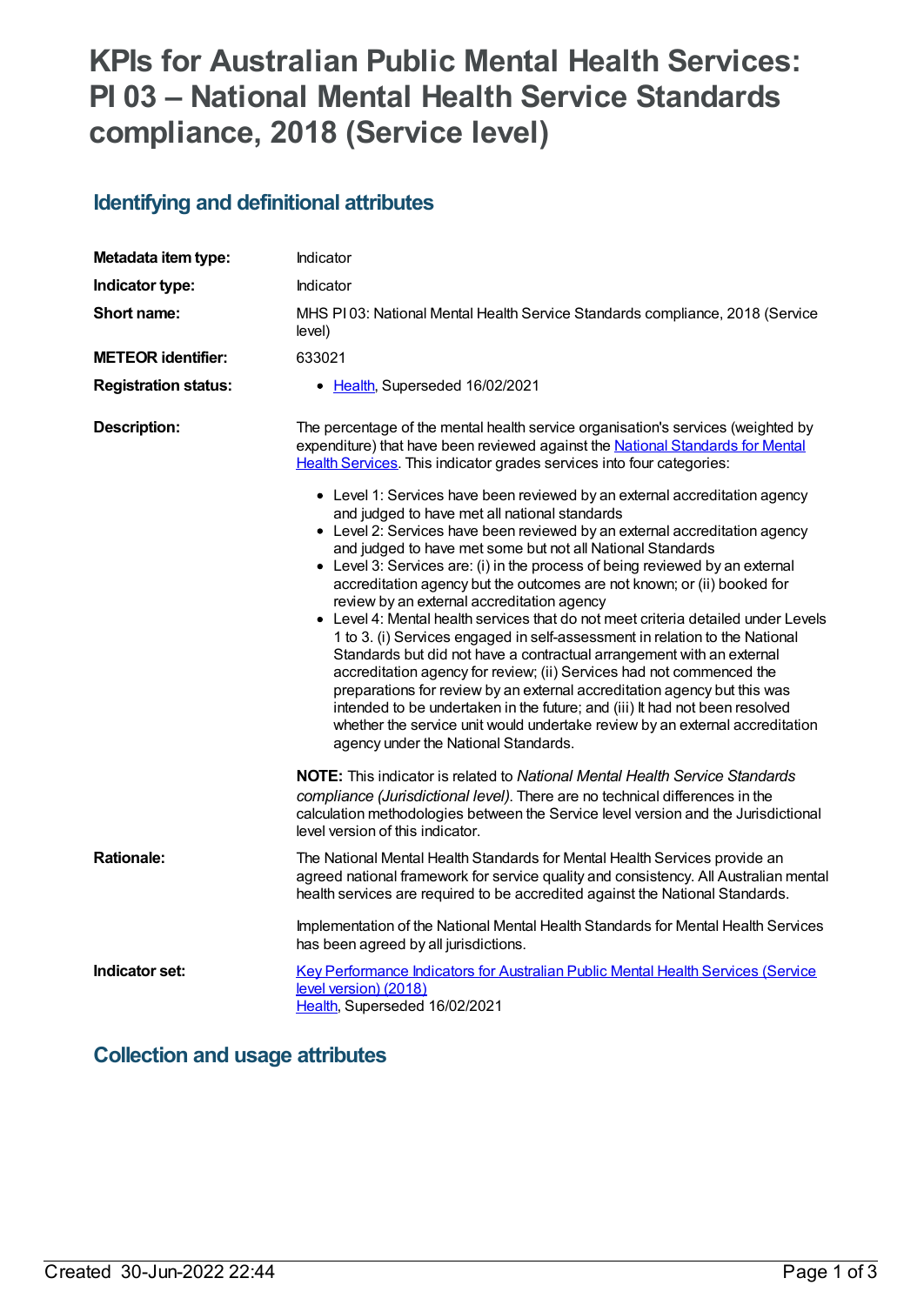# KPIs for Australian Public Mental Health Services: PI 03 – National Mental Health Service Standards compliance, 2018 (Service level)

## Identifying and definitional attributes

| | |
|---|---|
| **Metadata item type:** | Indicator |
| **Indicator type:** | Indicator |
| **Short name:** | MHS PI 03: National Mental Health Service Standards compliance, 2018 (Service level) |
| **METEOR identifier:** | 633021 |
| **Registration status:** | • Health, Superseded 16/02/2021 |
| **Description:** | The percentage of the mental health service organisation's services (weighted by expenditure) that have been reviewed against the National Standards for Mental Health Services. This indicator grades services into four categories:<br><br>• Level 1: Services have been reviewed by an external accreditation agency and judged to have met all national standards<br>• Level 2: Services have been reviewed by an external accreditation agency and judged to have met some but not all National Standards<br>• Level 3: Services are: (i) in the process of being reviewed by an external accreditation agency but the outcomes are not known; or (ii) booked for review by an external accreditation agency<br>• Level 4: Mental health services that do not meet criteria detailed under Levels 1 to 3. (i) Services engaged in self-assessment in relation to the National Standards but did not have a contractual arrangement with an external accreditation agency for review; (ii) Services had not commenced the preparations for review by an external accreditation agency but this was intended to be undertaken in the future; and (iii) It had not been resolved whether the service unit would undertake review by an external accreditation agency under the National Standards.<br><br>**NOTE:** This indicator is related to *National Mental Health Service Standards compliance (Jurisdictional level).* There are no technical differences in the calculation methodologies between the Service level version and the Jurisdictional level version of this indicator. |
| **Rationale:** | The National Mental Health Standards for Mental Health Services provide an agreed national framework for service quality and consistency. All Australian mental health services are required to be accredited against the National Standards.<br><br>Implementation of the National Mental Health Standards for Mental Health Services has been agreed by all jurisdictions. |
| **Indicator set:** | Key Performance Indicators for Australian Public Mental Health Services (Service level version) (2018)<br>Health, Superseded 16/02/2021 |

## Collection and usage attributes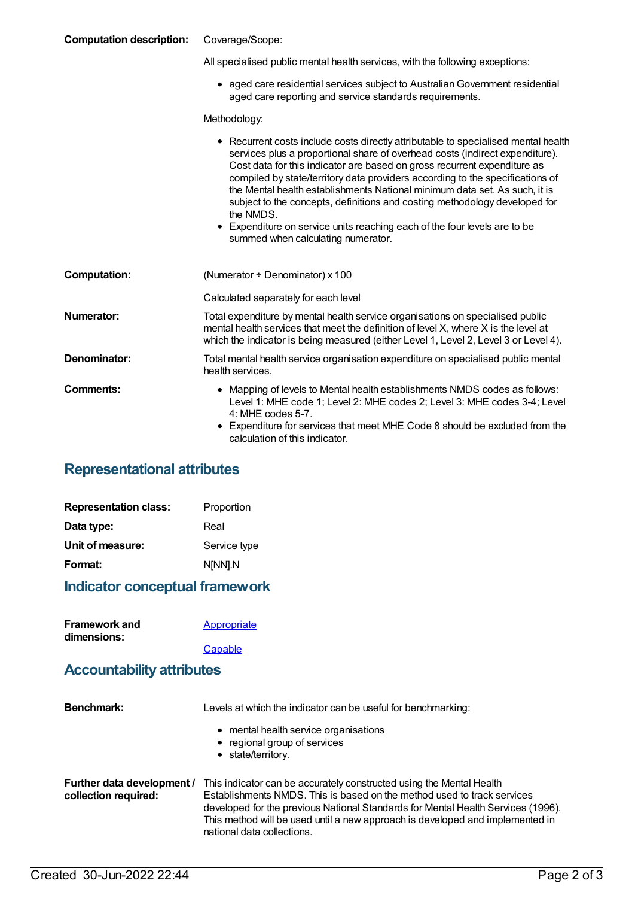**Computation description:** Coverage/Scope:

All specialised public mental health services, with the following exceptions:

- aged care residential services subject to Australian Government residential aged care reporting and service standards requirements.

Methodology:

- Recurrent costs include costs directly attributable to specialised mental health services plus a proportional share of overhead costs (indirect expenditure). Cost data for this indicator are based on gross recurrent expenditure as compiled by state/territory data providers according to the specifications of the Mental health establishments National minimum data set. As such, it is subject to the concepts, definitions and costing methodology developed for the NMDS.
- Expenditure on service units reaching each of the four levels are to be summed when calculating numerator.

**Computation:** (Numerator ÷ Denominator) x 100

Calculated separately for each level

**Numerator:** Total expenditure by mental health service organisations on specialised public mental health services that meet the definition of level X, where X is the level at which the indicator is being measured (either Level 1, Level 2, Level 3 or Level 4).

**Denominator:** Total mental health service organisation expenditure on specialised public mental health services.

**Comments:**

- Mapping of levels to Mental health establishments NMDS codes as follows: Level 1: MHE code 1; Level 2: MHE codes 2; Level 3: MHE codes 3-4; Level 4: MHE codes 5-7.
- Expenditure for services that meet MHE Code 8 should be excluded from the calculation of this indicator.

## Representational attributes

**Representation class:** Proportion

**Data type:** Real

**Unit of measure:** Service type

**Format:** N[NN].N

## Indicator conceptual framework

**Framework and dimensions:** Appropriate

Capable

## Accountability attributes

**Benchmark:** Levels at which the indicator can be useful for benchmarking:

- mental health service organisations
- regional group of services
- state/territory.

**Further data development / collection required:** This indicator can be accurately constructed using the Mental Health Establishments NMDS. This is based on the method used to track services developed for the previous National Standards for Mental Health Services (1996). This method will be used until a new approach is developed and implemented in national data collections.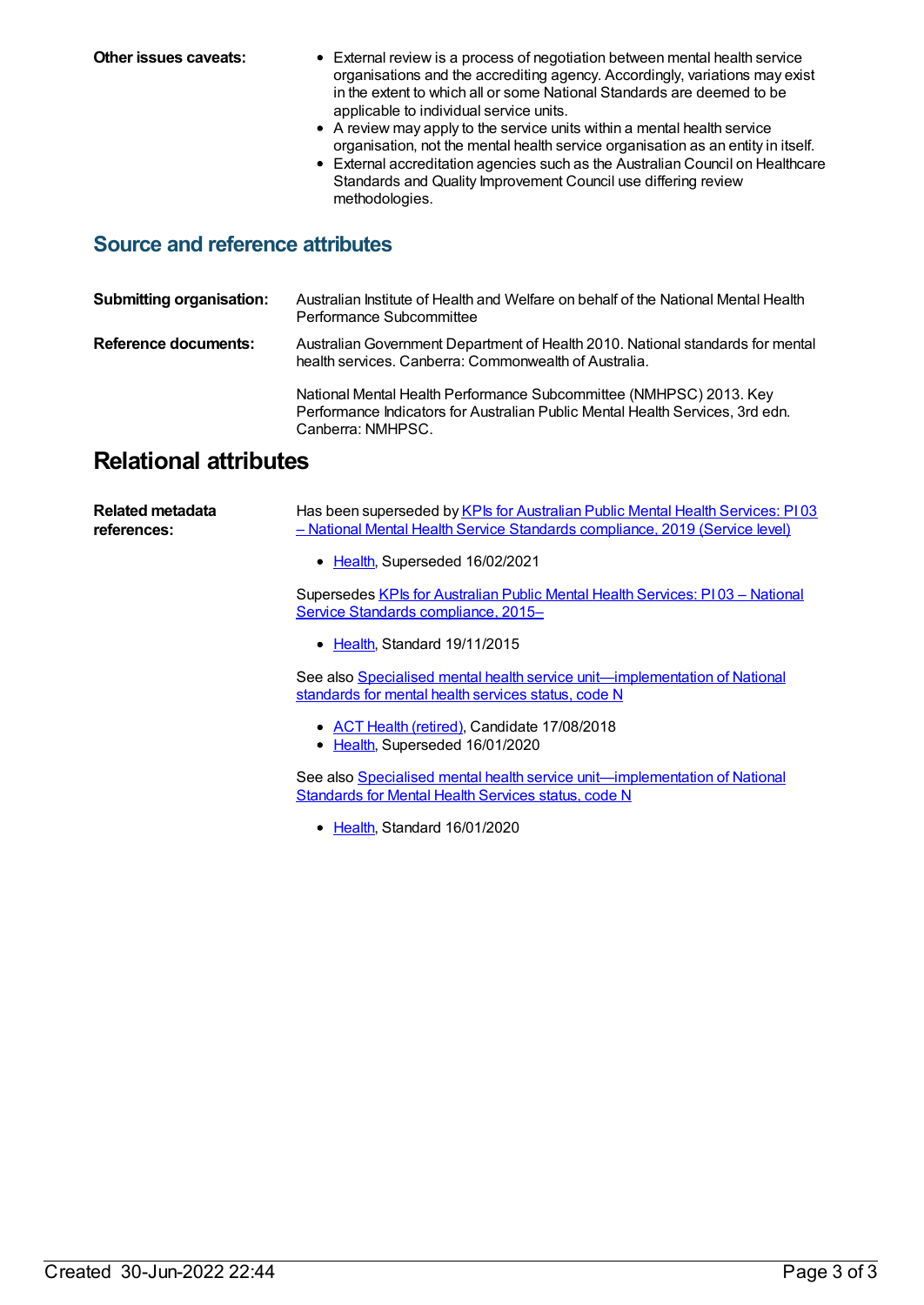**Other issues caveats:**

- External review is a process of negotiation between mental health service organisations and the accrediting agency. Accordingly, variations may exist in the extent to which all or some National Standards are deemed to be applicable to individual service units.
- A review may apply to the service units within a mental health service organisation, not the mental health service organisation as an entity in itself.
- External accreditation agencies such as the Australian Council on Healthcare Standards and Quality Improvement Council use differing review methodologies.

## Source and reference attributes

**Submitting organisation:** Australian Institute of Health and Welfare on behalf of the National Mental Health Performance Subcommittee

**Reference documents:** Australian Government Department of Health 2010. National standards for mental health services. Canberra: Commonwealth of Australia.

National Mental Health Performance Subcommittee (NMHPSC) 2013. Key Performance Indicators for Australian Public Mental Health Services, 3rd edn. Canberra: NMHPSC.

# Relational attributes

**Related metadata references:**

Has been superseded by KPIs for Australian Public Mental Health Services: PI 03 – National Mental Health Service Standards compliance, 2019 (Service level)

- Health, Superseded 16/02/2021

Supersedes KPIs for Australian Public Mental Health Services: PI 03 – National Service Standards compliance, 2015–

- Health, Standard 19/11/2015

See also Specialised mental health service unit—implementation of National standards for mental health services status, code N

- ACT Health (retired), Candidate 17/08/2018
- Health, Superseded 16/01/2020

See also Specialised mental health service unit—implementation of National Standards for Mental Health Services status, code N

- Health, Standard 16/01/2020